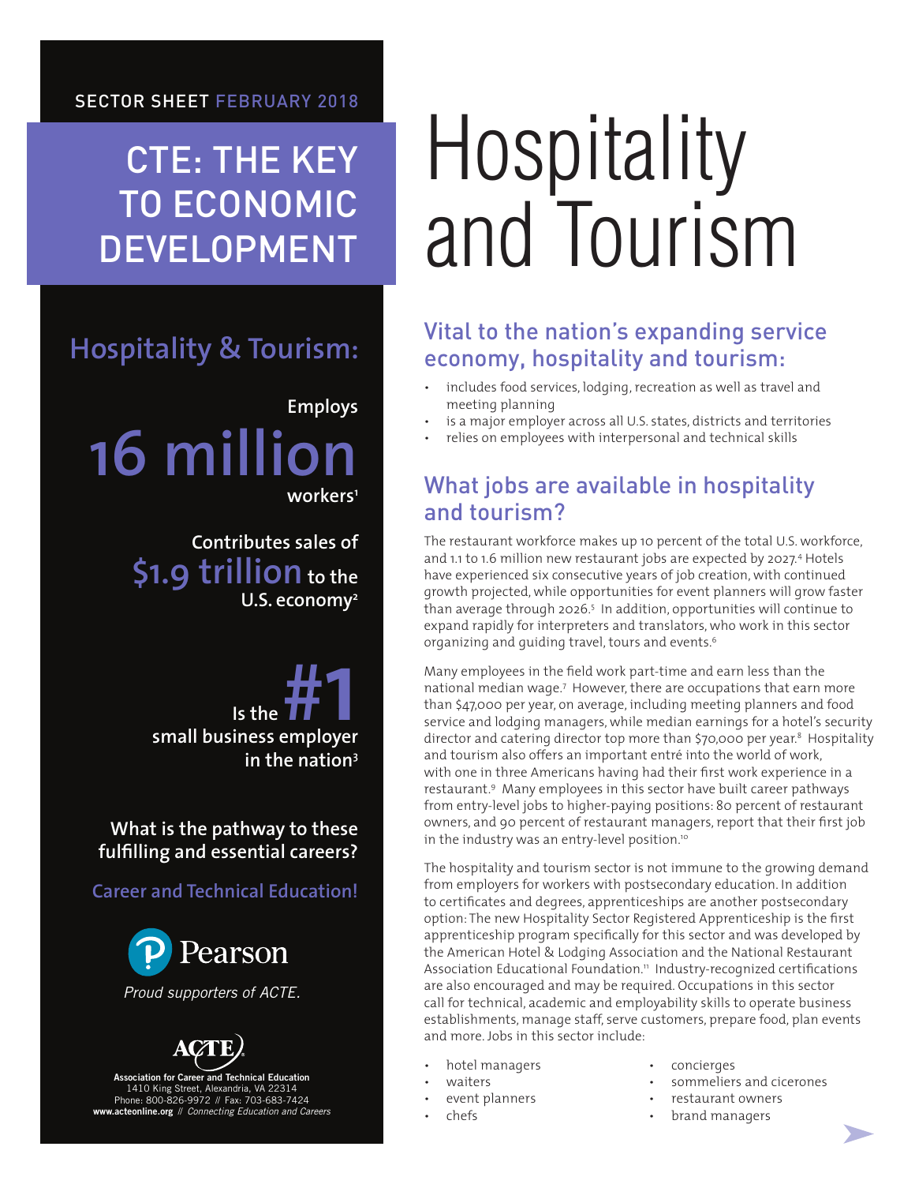SECTOR SHEET FEBRUARY 2018

# CTE: THE KEY TO ECONOMIC DEVELOPMENT

## Hospitality & Tourism:

Employs **16 million** workers[1]

Contributes sales of **$1.9 trillion** to the U.S. economy[2]

Is the **#1** small business employer in the nation[3]

**What is the pathway to these fulfilling and essential careers?**

**Career and Technical Education!**

Pearson

*Proud supporters of ACTE.*

ACTE

**Association for Career and Technical Education**
1410 King Street, Alexandria, VA 22314
Phone: 800-826-9972 // Fax: 703-683-7424
**www.acteonline.org** // *Connecting Education and Careers*

# Hospitality and Tourism

## Vital to the nation's expanding service economy, hospitality and tourism:

- includes food services, lodging, recreation as well as travel and meeting planning
- is a major employer across all U.S. states, districts and territories
- relies on employees with interpersonal and technical skills

## What jobs are available in hospitality and tourism?

The restaurant workforce makes up 10 percent of the total U.S. workforce, and 1.1 to 1.6 million new restaurant jobs are expected by 2027.[4] Hotels have experienced six consecutive years of job creation, with continued growth projected, while opportunities for event planners will grow faster than average through 2026.[5] In addition, opportunities will continue to expand rapidly for interpreters and translators, who work in this sector organizing and guiding travel, tours and events.[6]

Many employees in the field work part-time and earn less than the national median wage.[7] However, there are occupations that earn more than $47,000 per year, on average, including meeting planners and food service and lodging managers, while median earnings for a hotel's security director and catering director top more than $70,000 per year.[8] Hospitality and tourism also offers an important entré into the world of work, with one in three Americans having had their first work experience in a restaurant.[9] Many employees in this sector have built career pathways from entry-level jobs to higher-paying positions: 80 percent of restaurant owners, and 90 percent of restaurant managers, report that their first job in the industry was an entry-level position.[10]

The hospitality and tourism sector is not immune to the growing demand from employers for workers with postsecondary education. In addition to certificates and degrees, apprenticeships are another postsecondary option: The new Hospitality Sector Registered Apprenticeship is the first apprenticeship program specifically for this sector and was developed by the American Hotel & Lodging Association and the National Restaurant Association Educational Foundation.[11] Industry-recognized certifications are also encouraged and may be required. Occupations in this sector call for technical, academic and employability skills to operate business establishments, manage staff, serve customers, prepare food, plan events and more. Jobs in this sector include:

- hotel managers
- waiters
- event planners
- chefs
- concierges
- sommeliers and cicerones
- restaurant owners
- brand managers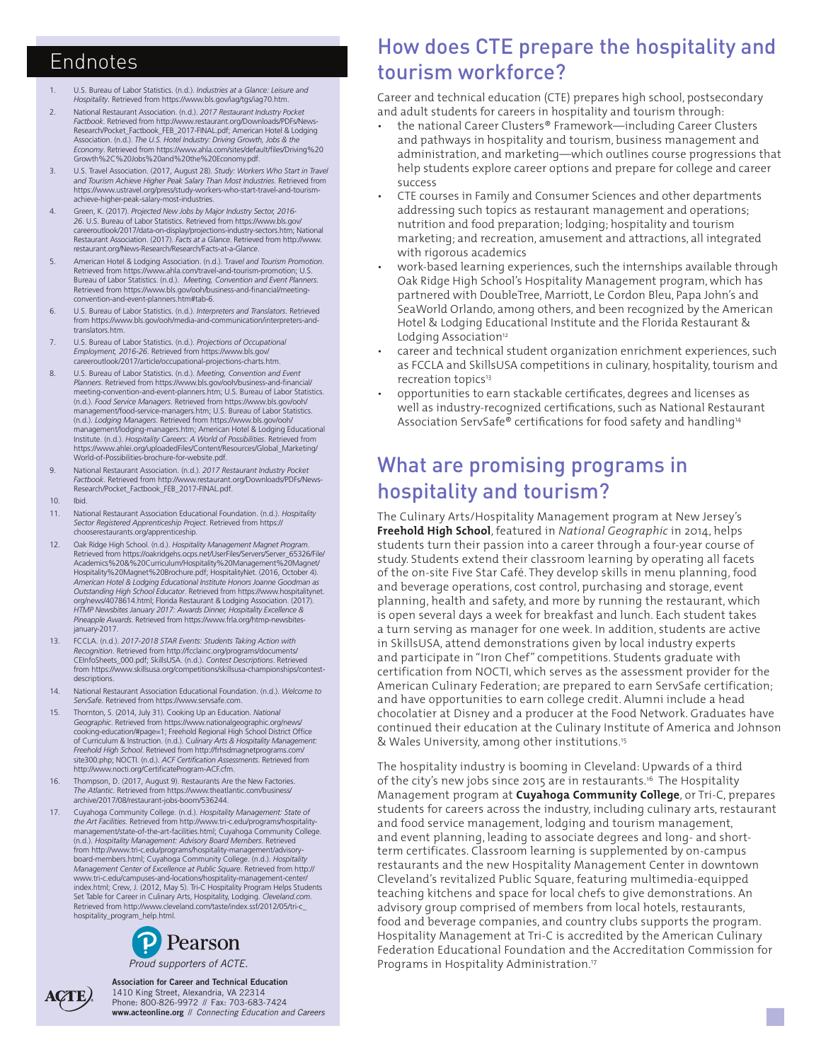# How does CTE prepare the hospitality and tourism workforce?

Career and technical education (CTE) prepares high school, postsecondary and adult students for careers in hospitality and tourism through:

- the national Career Clusters® Framework—including Career Clusters and pathways in hospitality and tourism, business management and administration, and marketing—which outlines course progressions that help students explore career options and prepare for college and career success
- CTE courses in Family and Consumer Sciences and other departments addressing such topics as restaurant management and operations; nutrition and food preparation; lodging; hospitality and tourism marketing; and recreation, amusement and attractions, all integrated with rigorous academics
- work-based learning experiences, such the internships available through Oak Ridge High School's Hospitality Management program, which has partnered with DoubleTree, Marriott, Le Cordon Bleu, Papa John's and SeaWorld Orlando, among others, and been recognized by the American Hotel & Lodging Educational Institute and the Florida Restaurant & Lodging Association[12]
- career and technical student organization enrichment experiences, such as FCCLA and SkillsUSA competitions in culinary, hospitality, tourism and recreation topics[13]
- opportunities to earn stackable certificates, degrees and licenses as well as industry-recognized certifications, such as National Restaurant Association ServSafe® certifications for food safety and handling[14]

# What are promising programs in hospitality and tourism?

The Culinary Arts/Hospitality Management program at New Jersey's **Freehold High School**, featured in *National Geographic* in 2014, helps students turn their passion into a career through a four-year course of study. Students extend their classroom learning by operating all facets of the on-site Five Star Café. They develop skills in menu planning, food and beverage operations, cost control, purchasing and storage, event planning, health and safety, and more by running the restaurant, which is open several days a week for breakfast and lunch. Each student takes a turn serving as manager for one week. In addition, students are active in SkillsUSA, attend demonstrations given by local industry experts and participate in "Iron Chef" competitions. Students graduate with certification from NOCTI, which serves as the assessment provider for the American Culinary Federation; are prepared to earn ServSafe certification; and have opportunities to earn college credit. Alumni include a head chocolatier at Disney and a producer at the Food Network. Graduates have continued their education at the Culinary Institute of America and Johnson & Wales University, among other institutions.[15]

The hospitality industry is booming in Cleveland: Upwards of a third of the city's new jobs since 2015 are in restaurants.[16] The Hospitality Management program at **Cuyahoga Community College**, or Tri-C, prepares students for careers across the industry, including culinary arts, restaurant and food service management, lodging and tourism management, and event planning, leading to associate degrees and long- and short-term certificates. Classroom learning is supplemented by on-campus restaurants and the new Hospitality Management Center in downtown Cleveland's revitalized Public Square, featuring multimedia-equipped teaching kitchens and space for local chefs to give demonstrations. An advisory group comprised of members from local hotels, restaurants, food and beverage companies, and country clubs supports the program. Hospitality Management at Tri-C is accredited by the American Culinary Federation Educational Foundation and the Accreditation Commission for Programs in Hospitality Administration.[17]

## Endnotes

1. U.S. Bureau of Labor Statistics. (n.d.). *Industries at a Glance: Leisure and Hospitality*. Retrieved from https://www.bls.gov/iag/tgs/iag70.htm.
2. National Restaurant Association. (n.d.). *2017 Restaurant Industry Pocket Factbook*. Retrieved from http://www.restaurant.org/Downloads/PDFs/News-Research/Pocket_Factbook_FEB_2017-FINAL.pdf; American Hotel & Lodging Association. (n.d.). *The U.S. Hotel Industry: Driving Growth, Jobs & the Economy*. Retrieved from https://www.ahla.com/sites/default/files/Driving%20Growth%2C%20Jobs%20and%20the%20Economy.pdf.
3. U.S. Travel Association. (2017, August 28). *Study: Workers Who Start in Travel and Tourism Achieve Higher Peak Salary Than Most Industries*. Retrieved from https://www.ustravel.org/press/study-workers-who-start-travel-and-tourism-achieve-higher-peak-salary-most-industries.
4. Green, K. (2017). *Projected New Jobs by Major Industry Sector, 2016-26*. U.S. Bureau of Labor Statistics. Retrieved from https://www.bls.gov/careeroutlook/2017/data-on-display/projections-industry-sectors.htm; National Restaurant Association. (2017). *Facts at a Glance*. Retrieved from http://www.restaurant.org/News-Research/Research/Facts-at-a-Glance.
5. American Hotel & Lodging Association. (n.d.). *Travel and Tourism Promotion*. Retrieved from https://www.ahla.com/travel-and-tourism-promotion; U.S. Bureau of Labor Statistics. (n.d.). *Meeting, Convention and Event Planners*. Retrieved from https://www.bls.gov/ooh/business-and-financial/meeting-convention-and-event-planners.htm#tab-6.
6. U.S. Bureau of Labor Statistics. (n.d.). *Interpreters and Translators*. Retrieved from https://www.bls.gov/ooh/media-and-communication/interpreters-and-translators.htm.
7. U.S. Bureau of Labor Statistics. (n.d.). *Projections of Occupational Employment, 2016-26*. Retrieved from https://www.bls.gov/careeroutlook/2017/article/occupational-projections-charts.htm.
8. U.S. Bureau of Labor Statistics. (n.d.). *Meeting, Convention and Event Planners*. Retrieved from https://www.bls.gov/ooh/business-and-financial/meeting-convention-and-event-planners.htm; U.S. Bureau of Labor Statistics. (n.d.). *Food Service Managers*. Retrieved from https://www.bls.gov/ooh/management/food-service-managers.htm; U.S. Bureau of Labor Statistics. (n.d.). *Lodging Managers*. Retrieved from https://www.bls.gov/ooh/management/lodging-managers.htm; American Hotel & Lodging Educational Institute. (n.d.). *Hospitality Careers: A World of Possibilities*. Retrieved from https://www.ahlei.org/uploadedFiles/Content/Resources/Global_Marketing/World-of-Possibilities-brochure-for-website.pdf.
9. National Restaurant Association. (n.d.). *2017 Restaurant Industry Pocket Factbook*. Retrieved from http://www.restaurant.org/Downloads/PDFs/News-Research/Pocket_Factbook_FEB_2017-FINAL.pdf.
10. Ibid.
11. National Restaurant Association Educational Foundation. (n.d.). *Hospitality Sector Registered Apprenticeship Project*. Retrieved from https://chooserestaurants.org/apprenticeship.
12. Oak Ridge High School. (n.d.). *Hospitality Management Magnet Program*. Retrieved from https://oakridgehs.ocps.net/UserFiles/Servers/Server_65326/File/Academics%20&%20Curriculum/Hospitality%20Management%20Magnet/Hospitality%20Magnet%20Brochure.pdf; HospitalityNet. (2016, October 4). *American Hotel & Lodging Educational Institute Honors Joanne Goodman as Outstanding High School Educator*. Retrieved from https://www.hospitalitynet.org/news/4078614.html; Florida Restaurant & Lodging Association. (2017). *HTMP Newsbites January 2017: Awards Dinner, Hospitality Excellence & Pineapple Awards*. Retrieved from https://www.frla.org/htmp-newsbites-january-2017.
13. FCCLA. (n.d.). *2017-2018 STAR Events: Students Taking Action with Recognition*. Retrieved from http://fcclainc.org/programs/documents/CEInfoSheets_000.pdf; SkillsUSA. (n.d.). *Contest Descriptions*. Retrieved from https://www.skillsusa.org/competitions/skillsusa-championships/contest-descriptions.
14. National Restaurant Association Educational Foundation. (n.d.). *Welcome to ServSafe*. Retrieved from https://www.servsafe.com.
15. Thornton, S. (2014, July 31). Cooking Up an Education. *National Geographic*. Retrieved from https://www.nationalgeographic.org/news/cooking-education/#page=1; Freehold Regional High School District Office of Curriculum & Instruction. (n.d.). *Culinary Arts & Hospitality Management: Freehold High School*. Retrieved from http://frhsdmagnetprograms.com/site300.php; NOCTI. (n.d.). *ACF Certification Assessments*. Retrieved from http://www.nocti.org/CertificateProgram-ACF.cfm.
16. Thompson, D. (2017, August 9). Restaurants Are the New Factories. *The Atlantic*. Retrieved from https://www.theatlantic.com/business/archive/2017/08/restaurant-jobs-boom/536244.
17. Cuyahoga Community College. (n.d.). *Hospitality Management: State of the Art Facilities*. Retrieved from http://www.tri-c.edu/programs/hospitality-management/state-of-the-art-facilities.html; Cuyahoga Community College. (n.d.). *Hospitality Management: Advisory Board Members*. Retrieved from http://www.tri-c.edu/programs/hospitality-management/advisory-board-members.html; Cuyahoga Community College. (n.d.). *Hospitality Management Center of Excellence at Public Square*. Retrieved from http://www.tri-c.edu/campuses-and-locations/hospitality-management-center/index.html; Crew, J. (2012, May 5). Tri-C Hospitality Program Helps Students Set Table for Career in Culinary Arts, Hospitality, Lodging. *Cleveland.com*. Retrieved from http://www.cleveland.com/taste/index.ssf/2012/05/tri-c_hospitality_program_help.html.

Pearson

*Proud supporters of ACTE.*

**Association for Career and Technical Education**
1410 King Street, Alexandria, VA 22314
Phone: 800-826-9972 // Fax: 703-683-7424
**www.acteonline.org** // *Connecting Education and Careers*